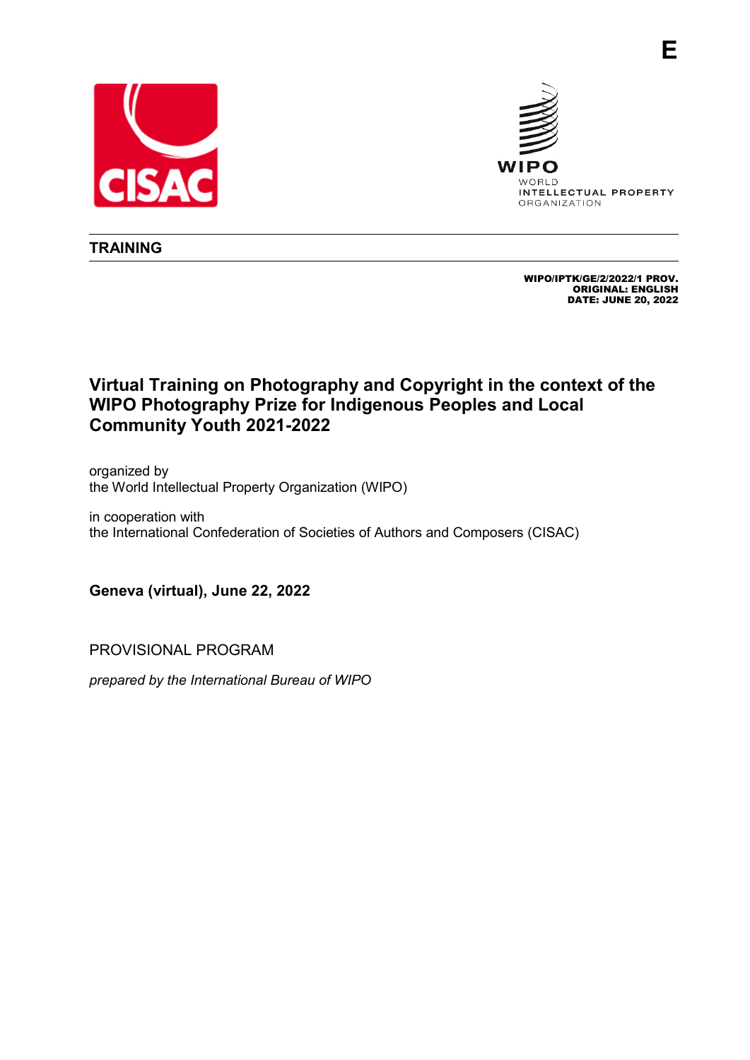E

CISAC

WIPO
WORLD
INTELLECTUAL PROPERTY
ORGANIZATION

**TRAINING**

**WIPO/IPTK/GE/2/2022/1 PROV.**
**ORIGINAL: ENGLISH**
**DATE: JUNE 20, 2022**

# Virtual Training on Photography and Copyright in the context of the WIPO Photography Prize for Indigenous Peoples and Local Community Youth 2021-2022

organized by
the World Intellectual Property Organization (WIPO)

in cooperation with
the International Confederation of Societies of Authors and Composers (CISAC)

**Geneva (virtual), June 22, 2022**

PROVISIONAL PROGRAM

*prepared by the International Bureau of WIPO*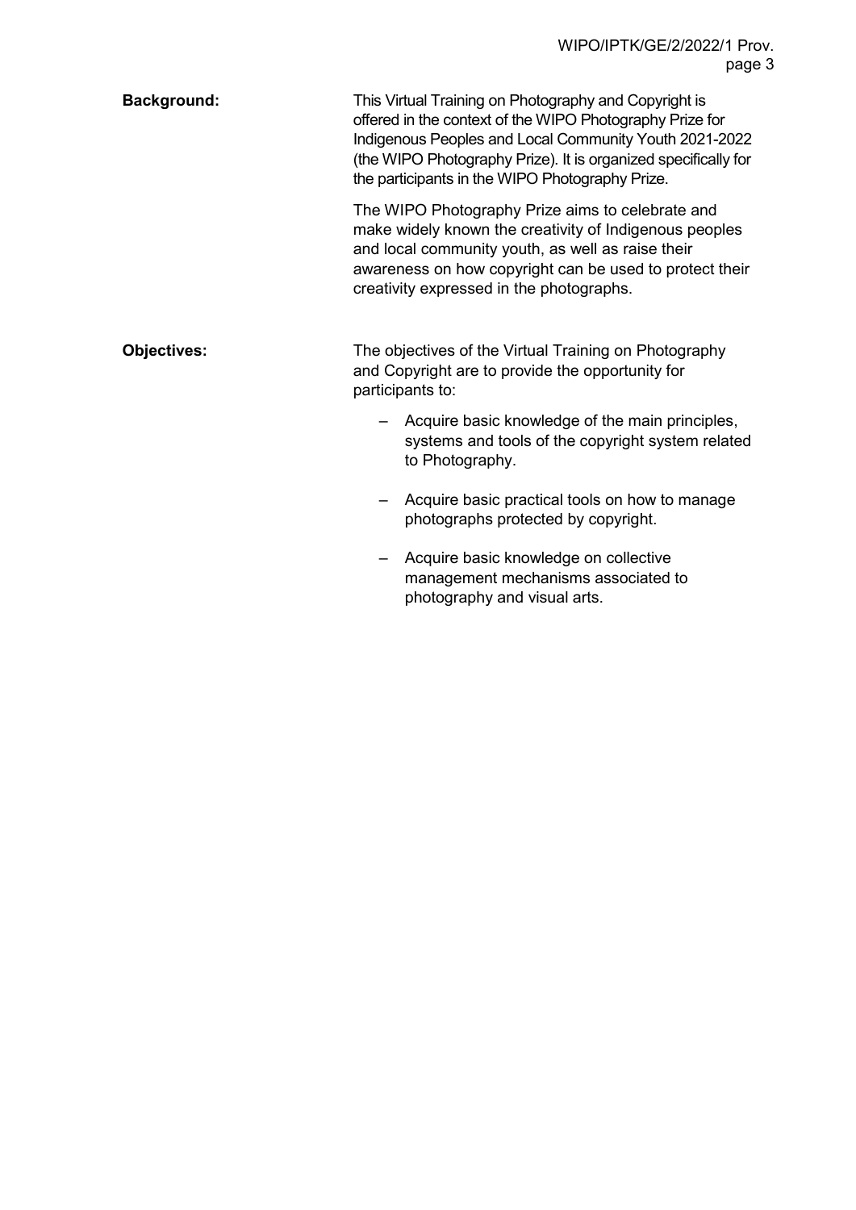**Background:**

This Virtual Training on Photography and Copyright is offered in the context of the WIPO Photography Prize for Indigenous Peoples and Local Community Youth 2021-2022 (the WIPO Photography Prize). It is organized specifically for the participants in the WIPO Photography Prize.

The WIPO Photography Prize aims to celebrate and make widely known the creativity of Indigenous peoples and local community youth, as well as raise their awareness on how copyright can be used to protect their creativity expressed in the photographs.

**Objectives:**

The objectives of the Virtual Training on Photography and Copyright are to provide the opportunity for participants to:

- Acquire basic knowledge of the main principles, systems and tools of the copyright system related to Photography.
- Acquire basic practical tools on how to manage photographs protected by copyright.
- Acquire basic knowledge on collective management mechanisms associated to photography and visual arts.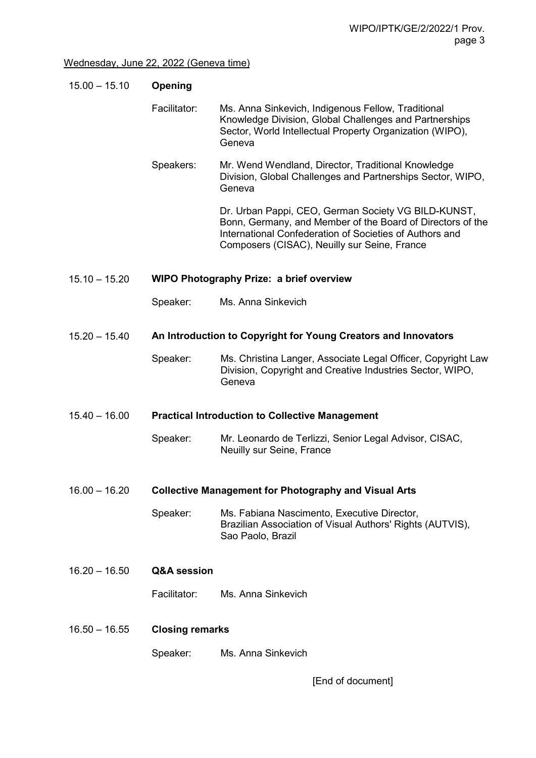Wednesday, June 22, 2022 (Geneva time)

15.00 – 15.10 **Opening**

Facilitator: Ms. Anna Sinkevich, Indigenous Fellow, Traditional Knowledge Division, Global Challenges and Partnerships Sector, World Intellectual Property Organization (WIPO), Geneva

Speakers: Mr. Wend Wendland, Director, Traditional Knowledge Division, Global Challenges and Partnerships Sector, WIPO, Geneva

Dr. Urban Pappi, CEO, German Society VG BILD-KUNST, Bonn, Germany, and Member of the Board of Directors of the International Confederation of Societies of Authors and Composers (CISAC), Neuilly sur Seine, France

15.10 – 15.20 **WIPO Photography Prize: a brief overview**

Speaker: Ms. Anna Sinkevich

15.20 – 15.40 **An Introduction to Copyright for Young Creators and Innovators**

Speaker: Ms. Christina Langer, Associate Legal Officer, Copyright Law Division, Copyright and Creative Industries Sector, WIPO, Geneva

15.40 – 16.00 **Practical Introduction to Collective Management**

Speaker: Mr. Leonardo de Terlizzi, Senior Legal Advisor, CISAC, Neuilly sur Seine, France

16.00 – 16.20 **Collective Management for Photography and Visual Arts**

Speaker: Ms. Fabiana Nascimento, Executive Director, Brazilian Association of Visual Authors' Rights (AUTVIS), Sao Paolo, Brazil

16.20 – 16.50 **Q&A session**

Facilitator: Ms. Anna Sinkevich

16.50 – 16.55 **Closing remarks**

Speaker: Ms. Anna Sinkevich

[End of document]